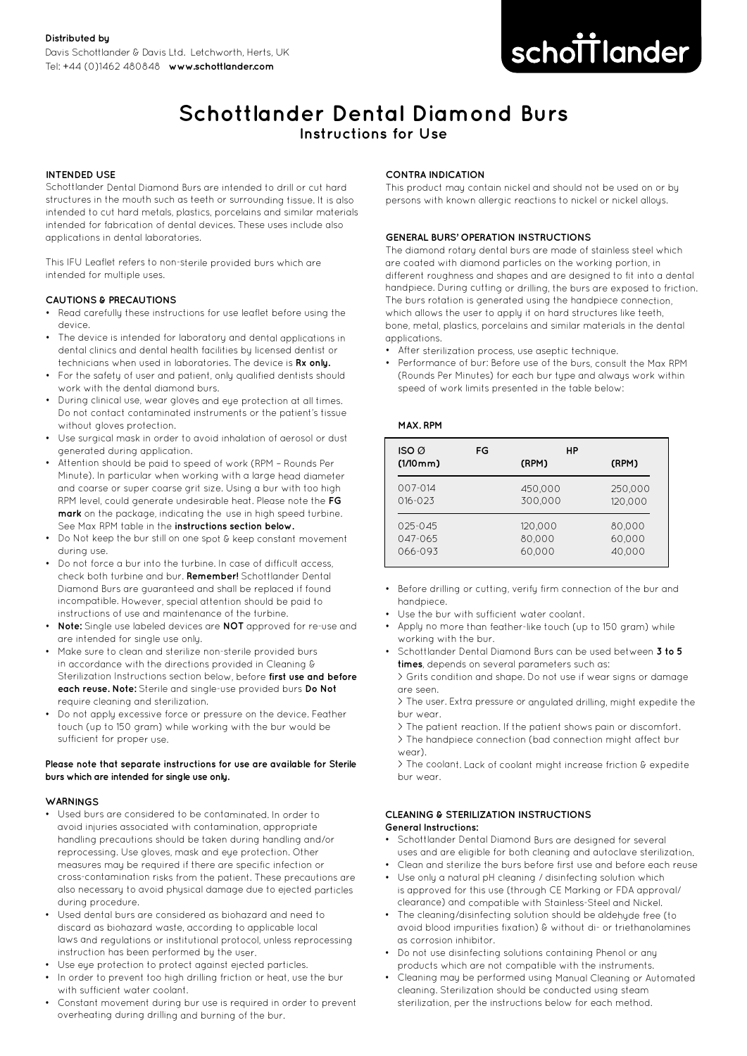**Distributed by**
Davis Schottlander & Davis Ltd. Letchworth, Herts, UK
Tel: +44 (0)1462 480848 **www.schottlander.com**

schottlander

# Schottlander Dental Diamond Burs

## Instructions for Use

### INTENDED USE

Schottlander Dental Diamond Burs are intended to drill or cut hard structures in the mouth such as teeth or surrounding tissue. It is also intended to cut hard metals, plastics, porcelains and similar materials intended for fabrication of dental devices. These uses include also applications in dental laboratories.

This IFU Leaflet refers to non-sterile provided burs which are intended for multiple uses.

### CAUTIONS & PRECAUTIONS

- Read carefully these instructions for use leaflet before using the device.
- The device is intended for laboratory and dental applications in dental clinics and dental health facilities by licensed dentist or technicians when used in laboratories. The device is **Rx only.**
- For the safety of user and patient, only qualified dentists should work with the dental diamond burs.
- During clinical use, wear gloves and eye protection at all times. Do not contact contaminated instruments or the patient's tissue without gloves protection.
- Use surgical mask in order to avoid inhalation of aerosol or dust generated during application.
- Attention should be paid to speed of work (RPM – Rounds Per Minute). In particular when working with a large head diameter and coarse or super coarse grit size. Using a bur with too high RPM level, could generate undesirable heat. Please note the **FG mark** on the package, indicating the use in high speed turbine. See Max RPM table in the **instructions section below.**
- Do Not keep the bur still on one spot & keep constant movement during use.
- Do not force a bur into the turbine. In case of difficult access, check both turbine and bur. **Remember!** Schottlander Dental Diamond Burs are guaranteed and shall be replaced if found incompatible. However, special attention should be paid to instructions of use and maintenance of the turbine.
- **Note:** Single use labeled devices are **NOT** approved for re-use and are intended for single use only.
- Make sure to clean and sterilize non-sterile provided burs in accordance with the directions provided in Cleaning & Sterilization Instructions section below, before **first use and before each reuse. Note:** Sterile and single-use provided burs **Do Not** require cleaning and sterilization.
- Do not apply excessive force or pressure on the device. Feather touch (up to 150 gram) while working with the bur would be sufficient for proper use.

**Please note that separate instructions for use are available for Sterile burs which are intended for single use only.**

### WARNINGS

- Used burs are considered to be contaminated. In order to avoid injuries associated with contamination, appropriate handling precautions should be taken during handling and/or reprocessing. Use gloves, mask and eye protection. Other measures may be required if there are specific infection or cross-contamination risks from the patient. These precautions are also necessary to avoid physical damage due to ejected particles during procedure.
- Used dental burs are considered as biohazard and need to discard as biohazard waste, according to applicable local laws and regulations or institutional protocol, unless reprocessing instruction has been performed by the user.
- Use eye protection to protect against ejected particles.
- In order to prevent too high drilling friction or heat, use the bur with sufficient water coolant.
- Constant movement during bur use is required in order to prevent overheating during drilling and burning of the bur.

### CONTRA INDICATION

This product may contain nickel and should not be used on or by persons with known allergic reactions to nickel or nickel alloys.

### GENERAL BURS' OPERATION INSTRUCTIONS

The diamond rotary dental burs are made of stainless steel which are coated with diamond particles on the working portion, in different roughness and shapes and are designed to fit into a dental handpiece. During cutting or drilling, the burs are exposed to friction. The burs rotation is generated using the handpiece connection, which allows the user to apply it on hard structures like teeth, bone, metal, plastics, porcelains and similar materials in the dental applications.

- After sterilization process, use aseptic technique.
- Performance of bur: Before use of the burs, consult the Max RPM (Rounds Per Minutes) for each bur type and always work within speed of work limits presented in the table below:

**MAX. RPM**

| ISO Ø (1/10mm) | FG (RPM) | HP (RPM) |
|---|---|---|
| 007-014 | 450,000 | 250,000 |
| 016-023 | 300,000 | 120,000 |
| 025-045 | 120,000 | 80,000 |
| 047-065 | 80,000 | 60,000 |
| 066-093 | 60,000 | 40,000 |

- Before drilling or cutting, verify firm connection of the bur and handpiece.
- Use the bur with sufficient water coolant.
- Apply no more than feather-like touch (up to 150 gram) while working with the bur.
- Schottlander Dental Diamond Burs can be used between **3 to 5 times**, depends on several parameters such as:
  > Grits condition and shape. Do not use if wear signs or damage are seen.
  > The user. Extra pressure or angulated drilling, might expedite the bur wear.
  > The patient reaction. If the patient shows pain or discomfort.
  > The handpiece connection (bad connection might affect bur wear).
  > The coolant. Lack of coolant might increase friction & expedite bur wear.

### CLEANING & STERILIZATION INSTRUCTIONS

**General Instructions:**

- Schottlander Dental Diamond Burs are designed for several uses and are eligible for both cleaning and autoclave sterilization.
- Clean and sterilize the burs before first use and before each reuse
- Use only a natural pH cleaning / disinfecting solution which is approved for this use (through CE Marking or FDA approval/ clearance) and compatible with Stainless-Steel and Nickel.
- The cleaning/disinfecting solution should be aldehyde free (to avoid blood impurities fixation) & without di- or triethanolamines as corrosion inhibitor.
- Do not use disinfecting solutions containing Phenol or any products which are not compatible with the instruments.
- Cleaning may be performed using Manual Cleaning or Automated cleaning. Sterilization should be conducted using steam sterilization, per the instructions below for each method.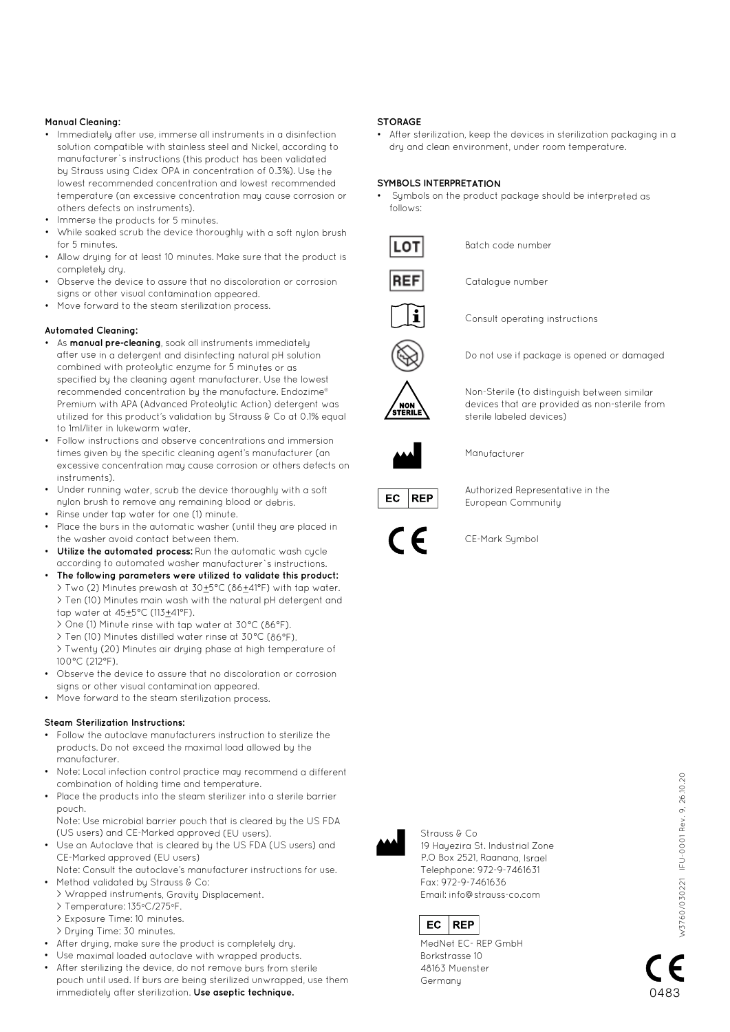**Manual Cleaning:**

- Immediately after use, immerse all instruments in a disinfection solution compatible with stainless steel and Nickel, according to manufacturer`s instructions (this product has been validated by Strauss using Cidex OPA in concentration of 0.3%). Use the lowest recommended concentration and lowest recommended temperature (an excessive concentration may cause corrosion or others defects on instruments).
- Immerse the products for 5 minutes.
- While soaked scrub the device thoroughly with a soft nylon brush for 5 minutes.
- Allow drying for at least 10 minutes. Make sure that the product is completely dry.
- Observe the device to assure that no discoloration or corrosion signs or other visual contamination appeared.
- Move forward to the steam sterilization process.

**Automated Cleaning:**

- As **manual pre-cleaning**, soak all instruments immediately after use in a detergent and disinfecting natural pH solution combined with proteolytic enzyme for 5 minutes or as specified by the cleaning agent manufacturer. Use the lowest recommended concentration by the manufacture. Endozime® Premium with APA (Advanced Proteolytic Action) detergent was utilized for this product's validation by Strauss & Co at 0.1% equal to 1ml/liter in lukewarm water.
- Follow instructions and observe concentrations and immersion times given by the specific cleaning agent's manufacturer (an excessive concentration may cause corrosion or others defects on instruments).
- Under running water, scrub the device thoroughly with a soft nylon brush to remove any remaining blood or debris.
- Rinse under tap water for one (1) minute.
- Place the burs in the automatic washer (until they are placed in the washer avoid contact between them.
- **Utilize the automated process:** Run the automatic wash cycle according to automated washer manufacturer`s instructions.
- **The following parameters were utilized to validate this product:**
  > Two (2) Minutes prewash at 30±5°C (86±41°F) with tap water.
  > Ten (10) Minutes main wash with the natural pH detergent and tap water at 45±5°C (113±41°F).
  > One (1) Minute rinse with tap water at 30°C (86°F).
  > Ten (10) Minutes distilled water rinse at 30°C (86°F).
  > Twenty (20) Minutes air drying phase at high temperature of 100°C (212°F).
- Observe the device to assure that no discoloration or corrosion signs or other visual contamination appeared.
- Move forward to the steam sterilization process.

**Steam Sterilization Instructions:**

- Follow the autoclave manufacturers instruction to sterilize the products. Do not exceed the maximal load allowed by the manufacturer.
- Note: Local infection control practice may recommend a different combination of holding time and temperature.
- Place the products into the steam sterilizer into a sterile barrier pouch.
  Note: Use microbial barrier pouch that is cleared by the US FDA (US users) and CE-Marked approved (EU users).
- Use an Autoclave that is cleared by the US FDA (US users) and CE-Marked approved (EU users)
  Note: Consult the autoclave's manufacturer instructions for use.
- Method validated by Strauss & Co:
  > Wrapped instruments, Gravity Displacement.
  > Temperature: 135ºC/275ºF.
  > Exposure Time: 10 minutes.
  > Drying Time: 30 minutes.
- After drying, make sure the product is completely dry.
- Use maximal loaded autoclave with wrapped products.
- After sterilizing the device, do not remove burs from sterile pouch until used. If burs are being sterilized unwrapped, use them immediately after sterilization. **Use aseptic technique.**

**STORAGE**

- After sterilization, keep the devices in sterilization packaging in a dry and clean environment, under room temperature.

**SYMBOLS INTERPRETATION**

- Symbols on the product package should be interpreted as follows:

| | |
|---|---|
| LOT | Batch code number |
| REF | Catalogue number |
| i | Consult operating instructions |
| | Do not use if package is opened or damaged |
| NON STERILE | Non-Sterile (to distinguish between similar devices that are provided as non-sterile from sterile labeled devices) |
| | Manufacturer |
| EC REP | Authorized Representative in the European Community |
| CE | CE-Mark Symbol |

Strauss & Co
19 Hayezira St. Industrial Zone
P.O Box 2521, Raanana, Israel
Telephpone: 972-9-7461631
Fax: 972-9-7461636
Email: info@strauss-co.com

EC REP

MedNet EC- REP GmbH
Borkstrasse 10
48163 Muenster
Germany

W3760/030221 IFU-0001 Rev. 9, 26.10.20

CE 0483